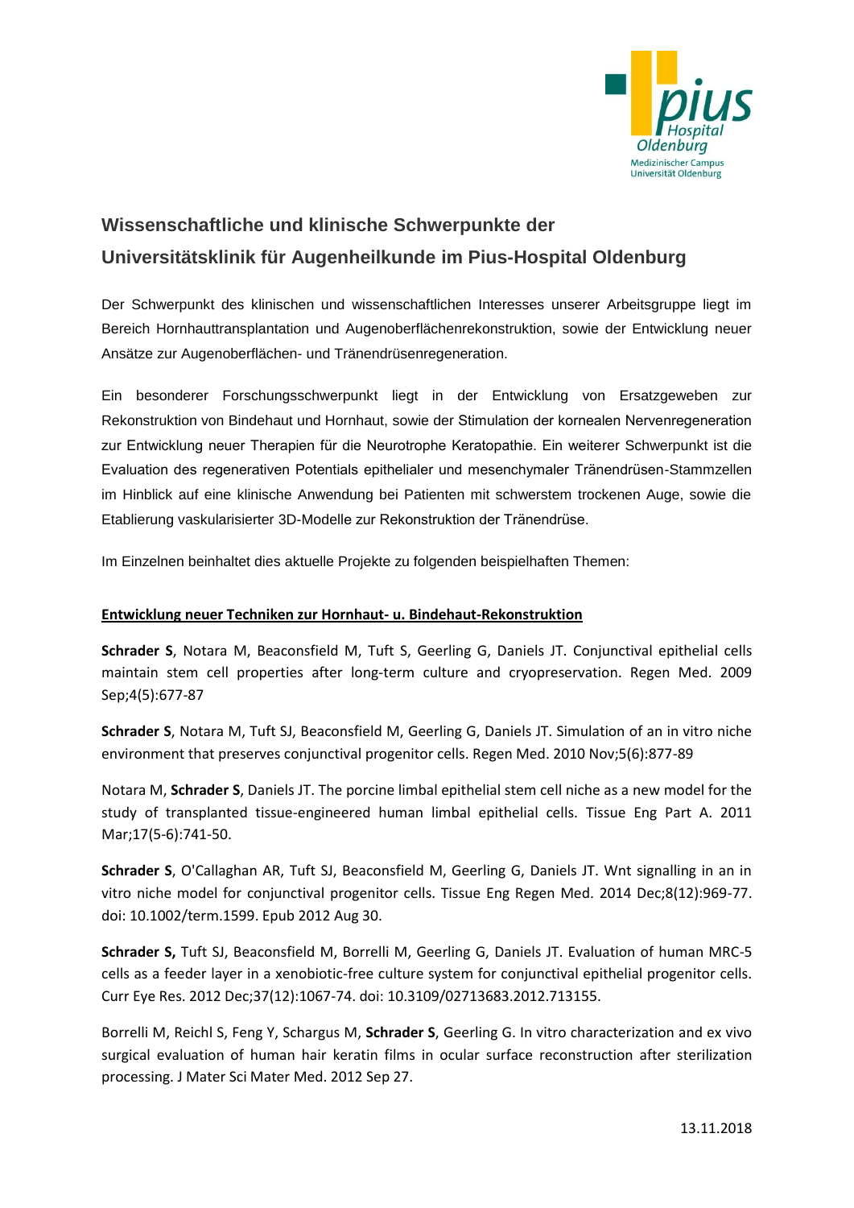## Wissenschaftliche und klinische Schwerpunkte der Universitätsklinik für Augenheilkunde im Pius-Hospital Oldenburg

Der Schwerpunkt des klinischen und wissenschaftlichen Interesses unserer Arbeitsgruppe liegt im Bereich Hornhauttransplantation und Augenoberflächenrekonstruktion, sowie der Entwicklung neuer Ansätze zur Augenoberflächen- und Tränendrüsenregeneration.

Ein besonderer Forschungsschwerpunkt liegt in der Entwicklung von Ersatzgeweben zur Rekonstruktion von Bindehaut und Hornhaut, sowie der Stimulation der kornealen Nervenregeneration zur Entwicklung neuer Therapien für die Neurotrophe Keratopathie. Ein weiterer Schwerpunkt ist die Evaluation des regenerativen Potentials epithelialer und mesenchymaler Tränendrüsen-Stammzellen im Hinblick auf eine klinische Anwendung bei Patienten mit schwerstem trockenen Auge, sowie die Etablierung vaskularisierter 3D-Modelle zur Rekonstruktion der Tränendrüse.

Im Einzelnen beinhaltet dies aktuelle Projekte zu folgenden beispielhaften Themen:

### Entwicklung neuer Techniken zur Hornhaut- u. Bindehaut-Rekonstruktion

**Schrader S**, Notara M, Beaconsfield M, Tuft S, Geerling G, Daniels JT. Conjunctival epithelial cells maintain stem cell properties after long-term culture and cryopreservation. Regen Med. 2009 Sep;4(5):677-87

**Schrader S**, Notara M, Tuft SJ, Beaconsfield M, Geerling G, Daniels JT. Simulation of an in vitro niche environment that preserves conjunctival progenitor cells. Regen Med. 2010 Nov;5(6):877-89

Notara M, **Schrader S**, Daniels JT. The porcine limbal epithelial stem cell niche as a new model for the study of transplanted tissue-engineered human limbal epithelial cells. Tissue Eng Part A. 2011 Mar;17(5-6):741-50.

**Schrader S**, O'Callaghan AR, Tuft SJ, Beaconsfield M, Geerling G, Daniels JT. Wnt signalling in an in vitro niche model for conjunctival progenitor cells. Tissue Eng Regen Med. 2014 Dec;8(12):969-77. doi: 10.1002/term.1599. Epub 2012 Aug 30.

**Schrader S,** Tuft SJ, Beaconsfield M, Borrelli M, Geerling G, Daniels JT. Evaluation of human MRC-5 cells as a feeder layer in a xenobiotic-free culture system for conjunctival epithelial progenitor cells. Curr Eye Res. 2012 Dec;37(12):1067-74. doi: 10.3109/02713683.2012.713155.

Borrelli M, Reichl S, Feng Y, Schargus M, **Schrader S**, Geerling G. In vitro characterization and ex vivo surgical evaluation of human hair keratin films in ocular surface reconstruction after sterilization processing. J Mater Sci Mater Med. 2012 Sep 27.

13.11.2018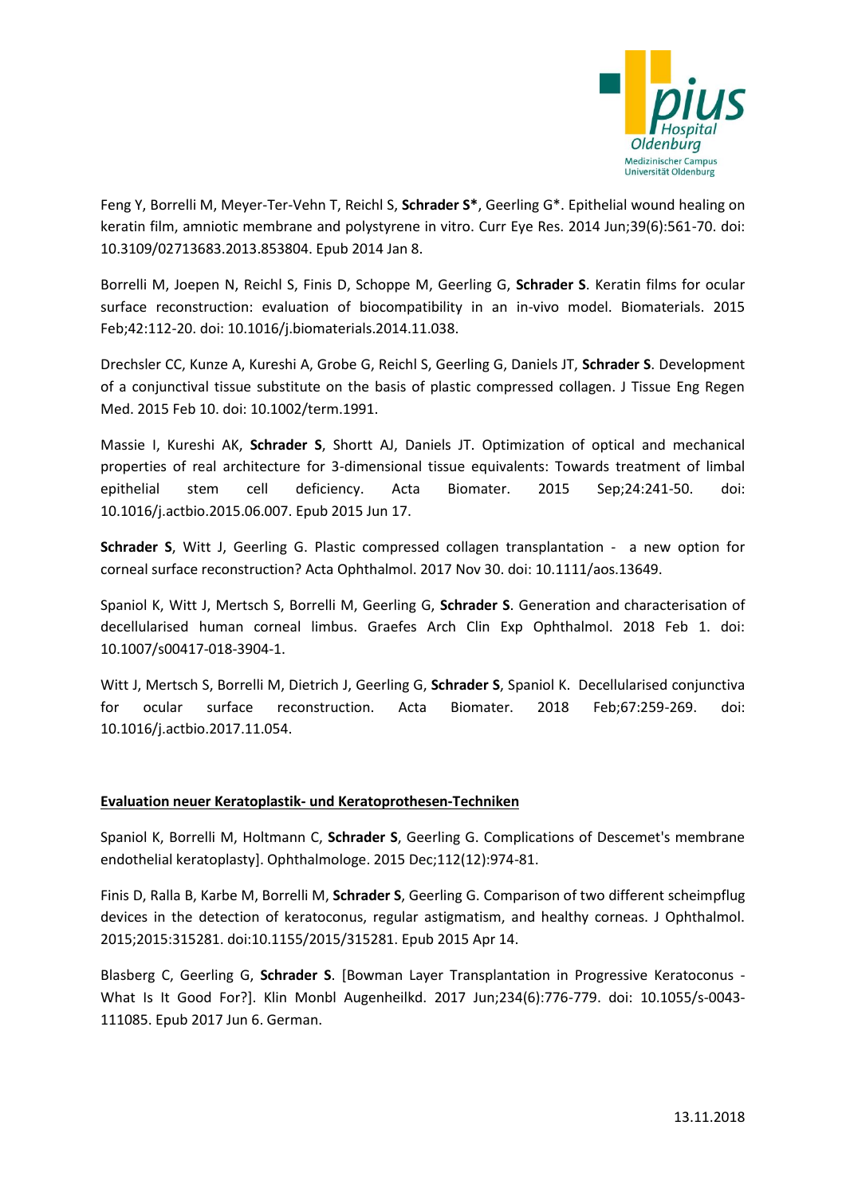Feng Y, Borrelli M, Meyer-Ter-Vehn T, Reichl S, **Schrader S***, Geerling G*. Epithelial wound healing on keratin film, amniotic membrane and polystyrene in vitro. Curr Eye Res. 2014 Jun;39(6):561-70. doi: 10.3109/02713683.2013.853804. Epub 2014 Jan 8.

Borrelli M, Joepen N, Reichl S, Finis D, Schoppe M, Geerling G, **Schrader S**. Keratin films for ocular surface reconstruction: evaluation of biocompatibility in an in-vivo model. Biomaterials. 2015 Feb;42:112-20. doi: 10.1016/j.biomaterials.2014.11.038.

Drechsler CC, Kunze A, Kureshi A, Grobe G, Reichl S, Geerling G, Daniels JT, **Schrader S**. Development of a conjunctival tissue substitute on the basis of plastic compressed collagen. J Tissue Eng Regen Med. 2015 Feb 10. doi: 10.1002/term.1991.

Massie I, Kureshi AK, **Schrader S**, Shortt AJ, Daniels JT. Optimization of optical and mechanical properties of real architecture for 3-dimensional tissue equivalents: Towards treatment of limbal epithelial stem cell deficiency. Acta Biomater. 2015 Sep;24:241-50. doi: 10.1016/j.actbio.2015.06.007. Epub 2015 Jun 17.

**Schrader S**, Witt J, Geerling G. Plastic compressed collagen transplantation - a new option for corneal surface reconstruction? Acta Ophthalmol. 2017 Nov 30. doi: 10.1111/aos.13649.

Spaniol K, Witt J, Mertsch S, Borrelli M, Geerling G, **Schrader S**. Generation and characterisation of decellularised human corneal limbus. Graefes Arch Clin Exp Ophthalmol. 2018 Feb 1. doi: 10.1007/s00417-018-3904-1.

Witt J, Mertsch S, Borrelli M, Dietrich J, Geerling G, **Schrader S**, Spaniol K. Decellularised conjunctiva for ocular surface reconstruction. Acta Biomater. 2018 Feb;67:259-269. doi: 10.1016/j.actbio.2017.11.054.

**<u>Evaluation neuer Keratoplastik- und Keratoprothesen-Techniken</u>**

Spaniol K, Borrelli M, Holtmann C, **Schrader S**, Geerling G. Complications of Descemet's membrane endothelial keratoplasty]. Ophthalmologe. 2015 Dec;112(12):974-81.

Finis D, Ralla B, Karbe M, Borrelli M, **Schrader S**, Geerling G. Comparison of two different scheimpflug devices in the detection of keratoconus, regular astigmatism, and healthy corneas. J Ophthalmol. 2015;2015:315281. doi:10.1155/2015/315281. Epub 2015 Apr 14.

Blasberg C, Geerling G, **Schrader S**. [Bowman Layer Transplantation in Progressive Keratoconus - What Is It Good For?]. Klin Monbl Augenheilkd. 2017 Jun;234(6):776-779. doi: 10.1055/s-0043-111085. Epub 2017 Jun 6. German.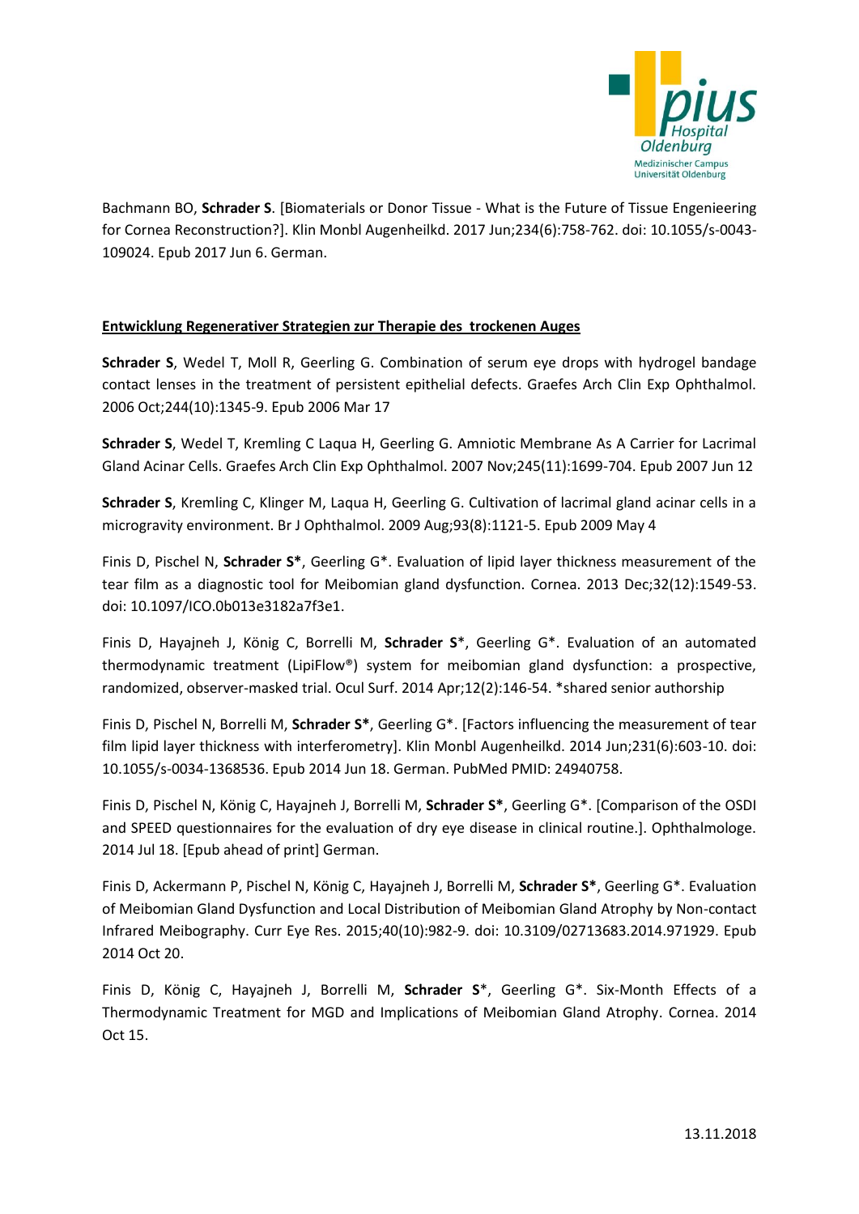Bachmann BO, **Schrader S**. [Biomaterials or Donor Tissue - What is the Future of Tissue Engenieering for Cornea Reconstruction?]. Klin Monbl Augenheilkd. 2017 Jun;234(6):758-762. doi: 10.1055/s-0043-109024. Epub 2017 Jun 6. German.

**Entwicklung Regenerativer Strategien zur Therapie des trockenen Auges**

**Schrader S**, Wedel T, Moll R, Geerling G. Combination of serum eye drops with hydrogel bandage contact lenses in the treatment of persistent epithelial defects. Graefes Arch Clin Exp Ophthalmol. 2006 Oct;244(10):1345-9. Epub 2006 Mar 17

**Schrader S**, Wedel T, Kremling C Laqua H, Geerling G. Amniotic Membrane As A Carrier for Lacrimal Gland Acinar Cells. Graefes Arch Clin Exp Ophthalmol. 2007 Nov;245(11):1699-704. Epub 2007 Jun 12

**Schrader S**, Kremling C, Klinger M, Laqua H, Geerling G. Cultivation of lacrimal gland acinar cells in a microgravity environment. Br J Ophthalmol. 2009 Aug;93(8):1121-5. Epub 2009 May 4

Finis D, Pischel N, **Schrader S***, Geerling G*. Evaluation of lipid layer thickness measurement of the tear film as a diagnostic tool for Meibomian gland dysfunction. Cornea. 2013 Dec;32(12):1549-53. doi: 10.1097/ICO.0b013e3182a7f3e1.

Finis D, Hayajneh J, König C, Borrelli M, **Schrader S***, Geerling G*. Evaluation of an automated thermodynamic treatment (LipiFlow®) system for meibomian gland dysfunction: a prospective, randomized, observer-masked trial. Ocul Surf. 2014 Apr;12(2):146-54. *shared senior authorship

Finis D, Pischel N, Borrelli M, **Schrader S***, Geerling G*. [Factors influencing the measurement of tear film lipid layer thickness with interferometry]. Klin Monbl Augenheilkd. 2014 Jun;231(6):603-10. doi: 10.1055/s-0034-1368536. Epub 2014 Jun 18. German. PubMed PMID: 24940758.

Finis D, Pischel N, König C, Hayajneh J, Borrelli M, **Schrader S***, Geerling G*. [Comparison of the OSDI and SPEED questionnaires for the evaluation of dry eye disease in clinical routine.]. Ophthalmologe. 2014 Jul 18. [Epub ahead of print] German.

Finis D, Ackermann P, Pischel N, König C, Hayajneh J, Borrelli M, **Schrader S***, Geerling G*. Evaluation of Meibomian Gland Dysfunction and Local Distribution of Meibomian Gland Atrophy by Non-contact Infrared Meibography. Curr Eye Res. 2015;40(10):982-9. doi: 10.3109/02713683.2014.971929. Epub 2014 Oct 20.

Finis D, König C, Hayajneh J, Borrelli M, **Schrader S***, Geerling G*. Six-Month Effects of a Thermodynamic Treatment for MGD and Implications of Meibomian Gland Atrophy. Cornea. 2014 Oct 15.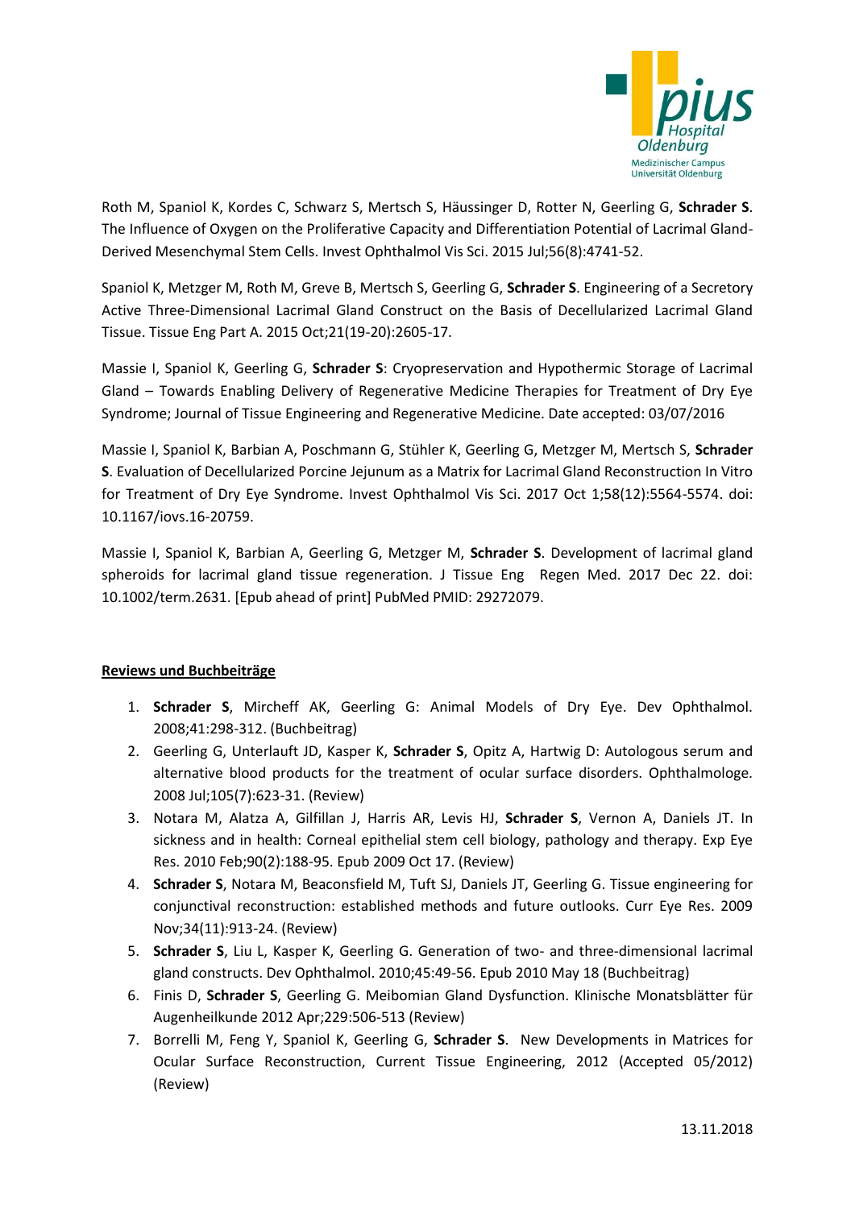Roth M, Spaniol K, Kordes C, Schwarz S, Mertsch S, Häussinger D, Rotter N, Geerling G, **Schrader S**. The Influence of Oxygen on the Proliferative Capacity and Differentiation Potential of Lacrimal Gland-Derived Mesenchymal Stem Cells. Invest Ophthalmol Vis Sci. 2015 Jul;56(8):4741-52.

Spaniol K, Metzger M, Roth M, Greve B, Mertsch S, Geerling G, **Schrader S**. Engineering of a Secretory Active Three-Dimensional Lacrimal Gland Construct on the Basis of Decellularized Lacrimal Gland Tissue. Tissue Eng Part A. 2015 Oct;21(19-20):2605-17.

Massie I, Spaniol K, Geerling G, **Schrader S**: Cryopreservation and Hypothermic Storage of Lacrimal Gland – Towards Enabling Delivery of Regenerative Medicine Therapies for Treatment of Dry Eye Syndrome; Journal of Tissue Engineering and Regenerative Medicine. Date accepted: 03/07/2016

Massie I, Spaniol K, Barbian A, Poschmann G, Stühler K, Geerling G, Metzger M, Mertsch S, **Schrader S**. Evaluation of Decellularized Porcine Jejunum as a Matrix for Lacrimal Gland Reconstruction In Vitro for Treatment of Dry Eye Syndrome. Invest Ophthalmol Vis Sci. 2017 Oct 1;58(12):5564-5574. doi: 10.1167/iovs.16-20759.

Massie I, Spaniol K, Barbian A, Geerling G, Metzger M, **Schrader S**. Development of lacrimal gland spheroids for lacrimal gland tissue regeneration. J Tissue Eng Regen Med. 2017 Dec 22. doi: 10.1002/term.2631. [Epub ahead of print] PubMed PMID: 29272079.

**Reviews und Buchbeiträge**

1. **Schrader S**, Mircheff AK, Geerling G: Animal Models of Dry Eye. Dev Ophthalmol. 2008;41:298-312. (Buchbeitrag)
2. Geerling G, Unterlauft JD, Kasper K, **Schrader S**, Opitz A, Hartwig D: Autologous serum and alternative blood products for the treatment of ocular surface disorders. Ophthalmologe. 2008 Jul;105(7):623-31. (Review)
3. Notara M, Alatza A, Gilfillan J, Harris AR, Levis HJ, **Schrader S**, Vernon A, Daniels JT. In sickness and in health: Corneal epithelial stem cell biology, pathology and therapy. Exp Eye Res. 2010 Feb;90(2):188-95. Epub 2009 Oct 17. (Review)
4. **Schrader S**, Notara M, Beaconsfield M, Tuft SJ, Daniels JT, Geerling G. Tissue engineering for conjunctival reconstruction: established methods and future outlooks. Curr Eye Res. 2009 Nov;34(11):913-24. (Review)
5. **Schrader S**, Liu L, Kasper K, Geerling G. Generation of two- and three-dimensional lacrimal gland constructs. Dev Ophthalmol. 2010;45:49-56. Epub 2010 May 18 (Buchbeitrag)
6. Finis D, **Schrader S**, Geerling G. Meibomian Gland Dysfunction. Klinische Monatsblätter für Augenheilkunde 2012 Apr;229:506-513 (Review)
7. Borrelli M, Feng Y, Spaniol K, Geerling G, **Schrader S**. New Developments in Matrices for Ocular Surface Reconstruction, Current Tissue Engineering, 2012 (Accepted 05/2012) (Review)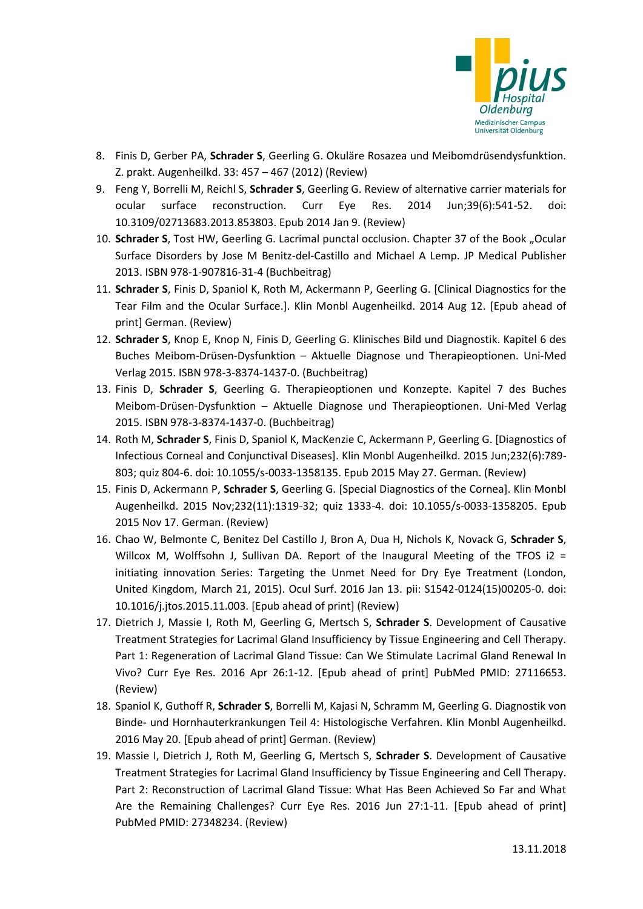8. Finis D, Gerber PA, **Schrader S**, Geerling G. Okuläre Rosazea und Meibomdrüsendysfunktion. Z. prakt. Augenheilkd. 33: 457 – 467 (2012) (Review)
9. Feng Y, Borrelli M, Reichl S, **Schrader S**, Geerling G. Review of alternative carrier materials for ocular surface reconstruction. Curr Eye Res. 2014 Jun;39(6):541-52. doi: 10.3109/02713683.2013.853803. Epub 2014 Jan 9. (Review)
10. **Schrader S**, Tost HW, Geerling G. Lacrimal punctal occlusion. Chapter 37 of the Book „Ocular Surface Disorders by Jose M Benitz-del-Castillo and Michael A Lemp. JP Medical Publisher 2013. ISBN 978-1-907816-31-4 (Buchbeitrag)
11. **Schrader S**, Finis D, Spaniol K, Roth M, Ackermann P, Geerling G. [Clinical Diagnostics for the Tear Film and the Ocular Surface.]. Klin Monbl Augenheilkd. 2014 Aug 12. [Epub ahead of print] German. (Review)
12. **Schrader S**, Knop E, Knop N, Finis D, Geerling G. Klinisches Bild und Diagnostik. Kapitel 6 des Buches Meibom-Drüsen-Dysfunktion – Aktuelle Diagnose und Therapieoptionen. Uni-Med Verlag 2015. ISBN 978-3-8374-1437-0. (Buchbeitrag)
13. Finis D, **Schrader S**, Geerling G. Therapieoptionen und Konzepte. Kapitel 7 des Buches Meibom-Drüsen-Dysfunktion – Aktuelle Diagnose und Therapieoptionen. Uni-Med Verlag 2015. ISBN 978-3-8374-1437-0. (Buchbeitrag)
14. Roth M, **Schrader S**, Finis D, Spaniol K, MacKenzie C, Ackermann P, Geerling G. [Diagnostics of Infectious Corneal and Conjunctival Diseases]. Klin Monbl Augenheilkd. 2015 Jun;232(6):789-803; quiz 804-6. doi: 10.1055/s-0033-1358135. Epub 2015 May 27. German. (Review)
15. Finis D, Ackermann P, **Schrader S**, Geerling G. [Special Diagnostics of the Cornea]. Klin Monbl Augenheilkd. 2015 Nov;232(11):1319-32; quiz 1333-4. doi: 10.1055/s-0033-1358205. Epub 2015 Nov 17. German. (Review)
16. Chao W, Belmonte C, Benitez Del Castillo J, Bron A, Dua H, Nichols K, Novack G, **Schrader S**, Willcox M, Wolffsohn J, Sullivan DA. Report of the Inaugural Meeting of the TFOS i2 = initiating innovation Series: Targeting the Unmet Need for Dry Eye Treatment (London, United Kingdom, March 21, 2015). Ocul Surf. 2016 Jan 13. pii: S1542-0124(15)00205-0. doi: 10.1016/j.jtos.2015.11.003. [Epub ahead of print] (Review)
17. Dietrich J, Massie I, Roth M, Geerling G, Mertsch S, **Schrader S**. Development of Causative Treatment Strategies for Lacrimal Gland Insufficiency by Tissue Engineering and Cell Therapy. Part 1: Regeneration of Lacrimal Gland Tissue: Can We Stimulate Lacrimal Gland Renewal In Vivo? Curr Eye Res. 2016 Apr 26:1-12. [Epub ahead of print] PubMed PMID: 27116653. (Review)
18. Spaniol K, Guthoff R, **Schrader S**, Borrelli M, Kajasi N, Schramm M, Geerling G. Diagnostik von Binde- und Hornhauterkrankungen Teil 4: Histologische Verfahren. Klin Monbl Augenheilkd. 2016 May 20. [Epub ahead of print] German. (Review)
19. Massie I, Dietrich J, Roth M, Geerling G, Mertsch S, **Schrader S**. Development of Causative Treatment Strategies for Lacrimal Gland Insufficiency by Tissue Engineering and Cell Therapy. Part 2: Reconstruction of Lacrimal Gland Tissue: What Has Been Achieved So Far and What Are the Remaining Challenges? Curr Eye Res. 2016 Jun 27:1-11. [Epub ahead of print] PubMed PMID: 27348234. (Review)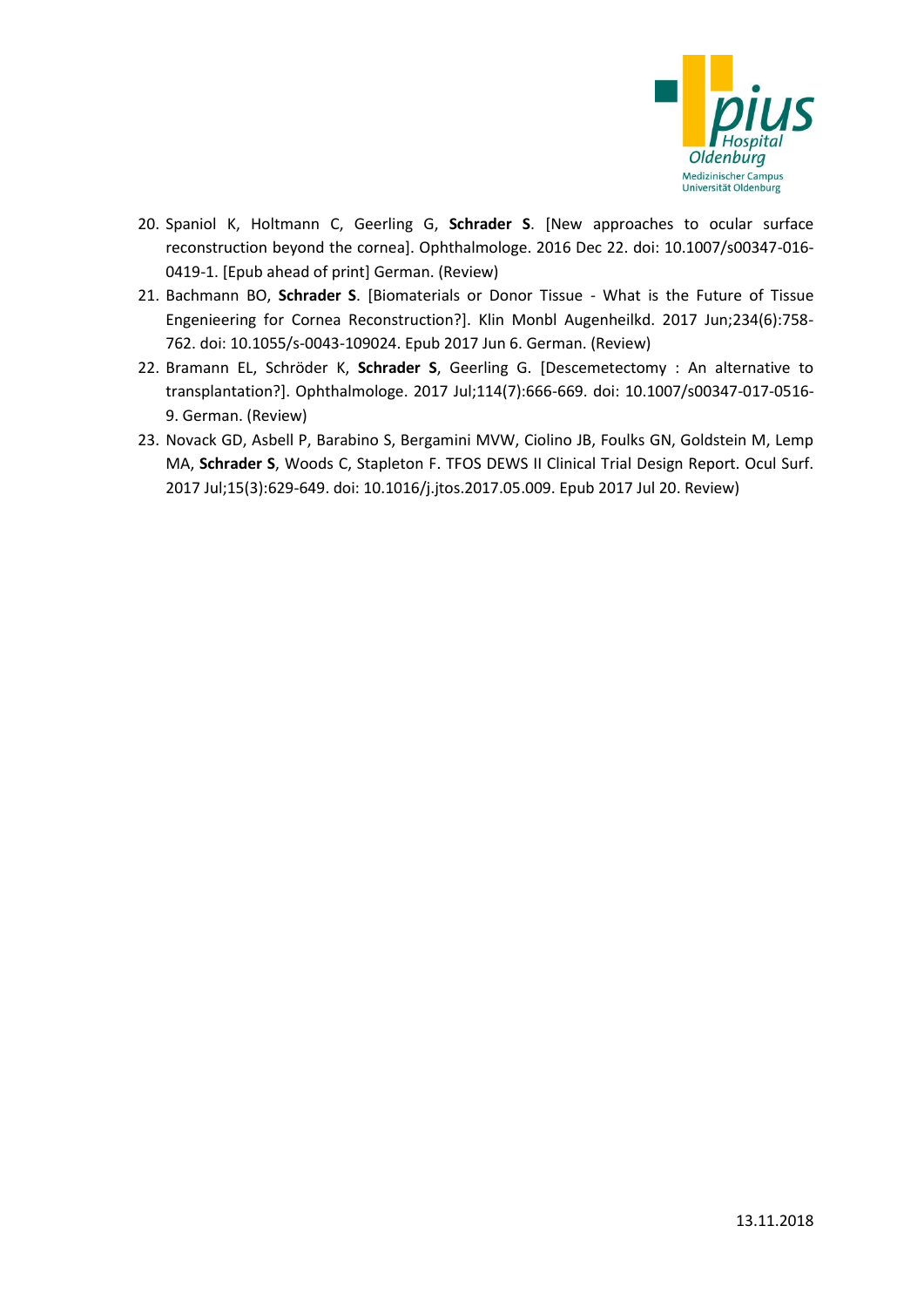20. Spaniol K, Holtmann C, Geerling G, **Schrader S**. [New approaches to ocular surface reconstruction beyond the cornea]. Ophthalmologe. 2016 Dec 22. doi: 10.1007/s00347-016-0419-1. [Epub ahead of print] German. (Review)
21. Bachmann BO, **Schrader S**. [Biomaterials or Donor Tissue - What is the Future of Tissue Engenieering for Cornea Reconstruction?]. Klin Monbl Augenheilkd. 2017 Jun;234(6):758-762. doi: 10.1055/s-0043-109024. Epub 2017 Jun 6. German. (Review)
22. Bramann EL, Schröder K, **Schrader S**, Geerling G. [Descemetectomy : An alternative to transplantation?]. Ophthalmologe. 2017 Jul;114(7):666-669. doi: 10.1007/s00347-017-0516-9. German. (Review)
23. Novack GD, Asbell P, Barabino S, Bergamini MVW, Ciolino JB, Foulks GN, Goldstein M, Lemp MA, **Schrader S**, Woods C, Stapleton F. TFOS DEWS II Clinical Trial Design Report. Ocul Surf. 2017 Jul;15(3):629-649. doi: 10.1016/j.jtos.2017.05.009. Epub 2017 Jul 20. Review)

13.11.2018